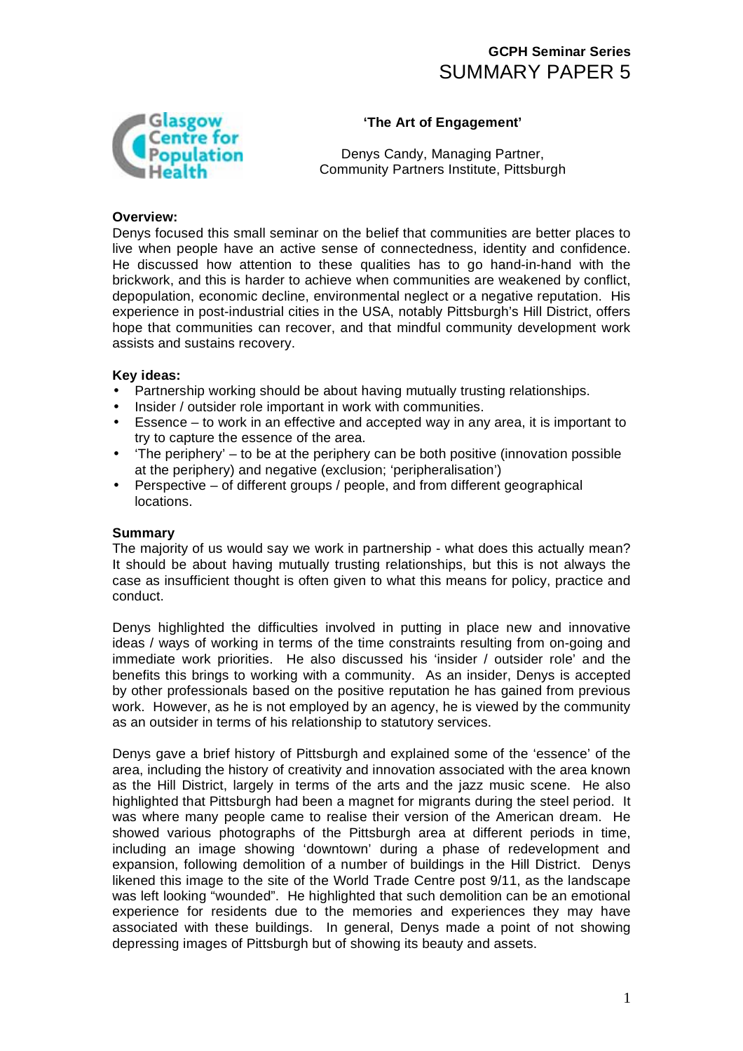**GCPH Seminar Series**
# SUMMARY PAPER 5

## 'The Art of Engagement'

Denys Candy, Managing Partner,
Community Partners Institute, Pittsburgh

**Overview:**
Denys focused this small seminar on the belief that communities are better places to live when people have an active sense of connectedness, identity and confidence. He discussed how attention to these qualities has to go hand-in-hand with the brickwork, and this is harder to achieve when communities are weakened by conflict, depopulation, economic decline, environmental neglect or a negative reputation. His experience in post-industrial cities in the USA, notably Pittsburgh's Hill District, offers hope that communities can recover, and that mindful community development work assists and sustains recovery.

**Key ideas:**

- Partnership working should be about having mutually trusting relationships.
- Insider / outsider role important in work with communities.
- Essence – to work in an effective and accepted way in any area, it is important to try to capture the essence of the area.
- 'The periphery' – to be at the periphery can be both positive (innovation possible at the periphery) and negative (exclusion; 'peripheralisation')
- Perspective – of different groups / people, and from different geographical locations.

**Summary**
The majority of us would say we work in partnership - what does this actually mean? It should be about having mutually trusting relationships, but this is not always the case as insufficient thought is often given to what this means for policy, practice and conduct.

Denys highlighted the difficulties involved in putting in place new and innovative ideas / ways of working in terms of the time constraints resulting from on-going and immediate work priorities. He also discussed his 'insider / outsider role' and the benefits this brings to working with a community. As an insider, Denys is accepted by other professionals based on the positive reputation he has gained from previous work. However, as he is not employed by an agency, he is viewed by the community as an outsider in terms of his relationship to statutory services.

Denys gave a brief history of Pittsburgh and explained some of the 'essence' of the area, including the history of creativity and innovation associated with the area known as the Hill District, largely in terms of the arts and the jazz music scene. He also highlighted that Pittsburgh had been a magnet for migrants during the steel period. It was where many people came to realise their version of the American dream. He showed various photographs of the Pittsburgh area at different periods in time, including an image showing 'downtown' during a phase of redevelopment and expansion, following demolition of a number of buildings in the Hill District. Denys likened this image to the site of the World Trade Centre post 9/11, as the landscape was left looking "wounded". He highlighted that such demolition can be an emotional experience for residents due to the memories and experiences they may have associated with these buildings. In general, Denys made a point of not showing depressing images of Pittsburgh but of showing its beauty and assets.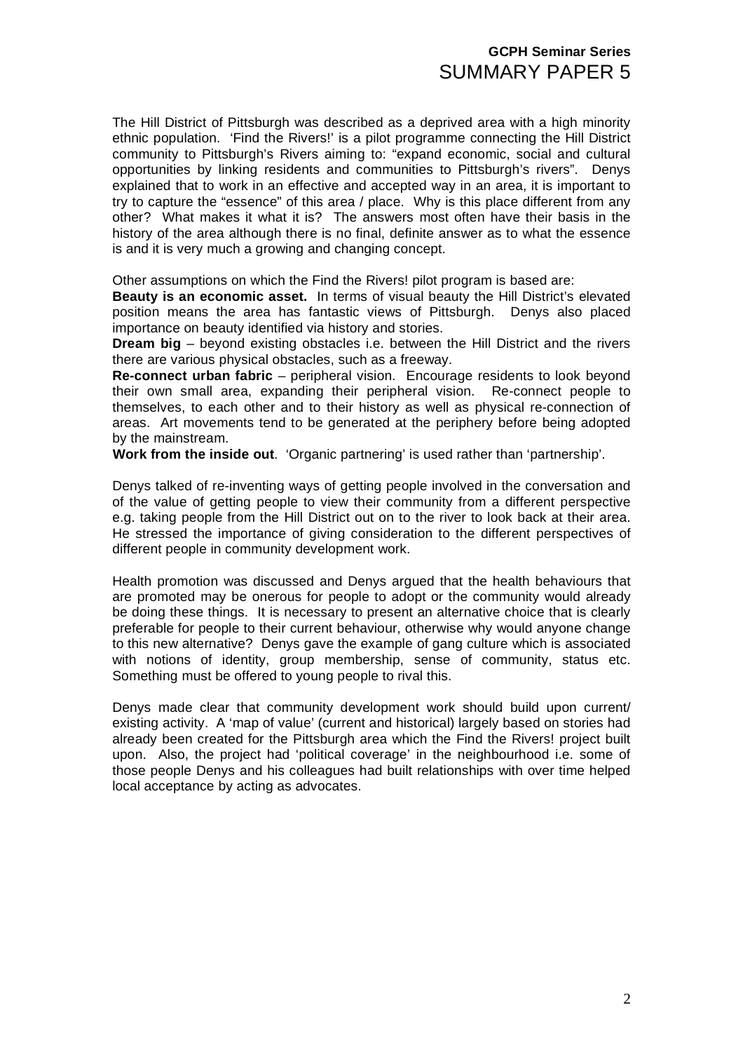The Hill District of Pittsburgh was described as a deprived area with a high minority ethnic population. 'Find the Rivers!' is a pilot programme connecting the Hill District community to Pittsburgh's Rivers aiming to: "expand economic, social and cultural opportunities by linking residents and communities to Pittsburgh's rivers". Denys explained that to work in an effective and accepted way in an area, it is important to try to capture the "essence" of this area / place. Why is this place different from any other? What makes it what it is? The answers most often have their basis in the history of the area although there is no final, definite answer as to what the essence is and it is very much a growing and changing concept.

Other assumptions on which the Find the Rivers! pilot program is based are:

**Beauty is an economic asset.** In terms of visual beauty the Hill District's elevated position means the area has fantastic views of Pittsburgh. Denys also placed importance on beauty identified via history and stories.

**Dream big** – beyond existing obstacles i.e. between the Hill District and the rivers there are various physical obstacles, such as a freeway.

**Re-connect urban fabric** – peripheral vision. Encourage residents to look beyond their own small area, expanding their peripheral vision. Re-connect people to themselves, to each other and to their history as well as physical re-connection of areas. Art movements tend to be generated at the periphery before being adopted by the mainstream.

**Work from the inside out**. 'Organic partnering' is used rather than 'partnership'.

Denys talked of re-inventing ways of getting people involved in the conversation and of the value of getting people to view their community from a different perspective e.g. taking people from the Hill District out on to the river to look back at their area. He stressed the importance of giving consideration to the different perspectives of different people in community development work.

Health promotion was discussed and Denys argued that the health behaviours that are promoted may be onerous for people to adopt or the community would already be doing these things. It is necessary to present an alternative choice that is clearly preferable for people to their current behaviour, otherwise why would anyone change to this new alternative? Denys gave the example of gang culture which is associated with notions of identity, group membership, sense of community, status etc. Something must be offered to young people to rival this.

Denys made clear that community development work should build upon current/ existing activity. A 'map of value' (current and historical) largely based on stories had already been created for the Pittsburgh area which the Find the Rivers! project built upon. Also, the project had 'political coverage' in the neighbourhood i.e. some of those people Denys and his colleagues had built relationships with over time helped local acceptance by acting as advocates.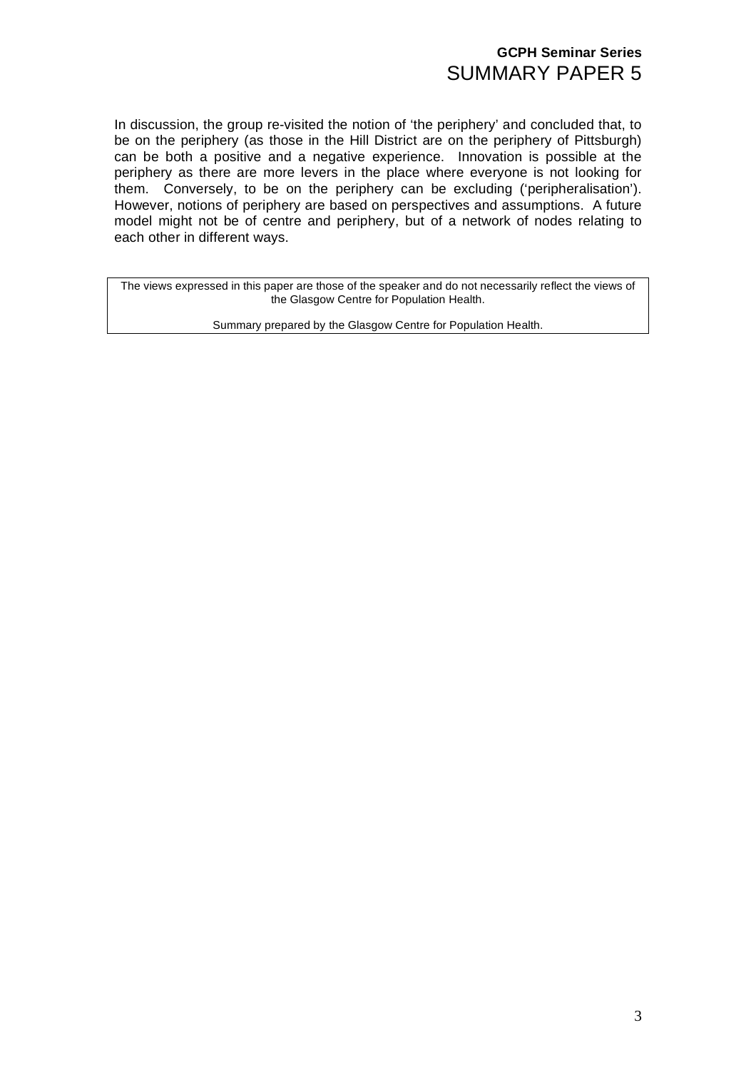In discussion, the group re-visited the notion of 'the periphery' and concluded that, to be on the periphery (as those in the Hill District are on the periphery of Pittsburgh) can be both a positive and a negative experience. Innovation is possible at the periphery as there are more levers in the place where everyone is not looking for them. Conversely, to be on the periphery can be excluding ('peripheralisation'). However, notions of periphery are based on perspectives and assumptions. A future model might not be of centre and periphery, but of a network of nodes relating to each other in different ways.

The views expressed in this paper are those of the speaker and do not necessarily reflect the views of the Glasgow Centre for Population Health.

Summary prepared by the Glasgow Centre for Population Health.